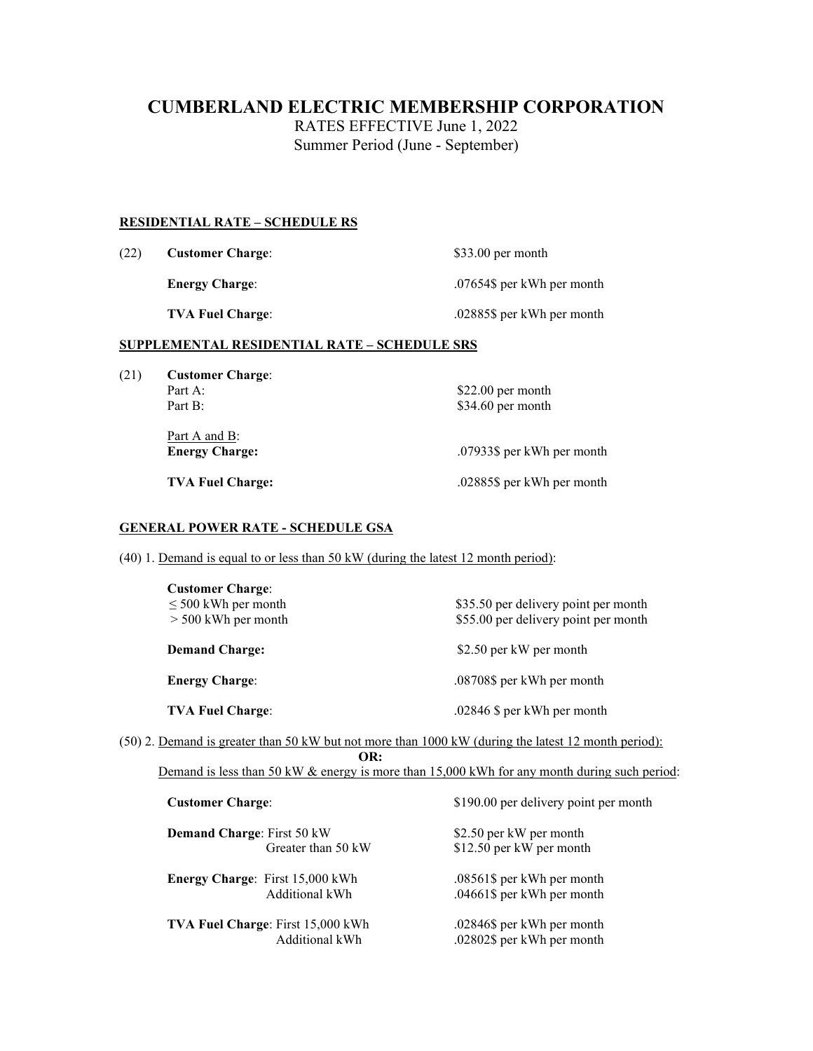# CUMBERLAND ELECTRIC MEMBERSHIP CORPORATION

RATES EFFECTIVE June 1, 2022

Summer Period (June - September)

## RESIDENTIAL RATE – SCHEDULE RS

(22) **Customer Charge**: $33.00 per month

**Energy Charge**: .07654$ per kWh per month

**TVA Fuel Charge**: .02885$ per kWh per month

## SUPPLEMENTAL RESIDENTIAL RATE – SCHEDULE SRS

(21) **Customer Charge**:

Part A: $22.00 per month

Part B: $34.60 per month

Part A and B:

**Energy Charge:** .07933$ per kWh per month

**TVA Fuel Charge:** .02885$ per kWh per month

## GENERAL POWER RATE - SCHEDULE GSA

(40) 1. Demand is equal to or less than 50 kW (during the latest 12 month period):

**Customer Charge**:

≤ 500 kWh per month: $35.50 per delivery point per month

> 500 kWh per month: $55.00 per delivery point per month

**Demand Charge:** $2.50 per kW per month

**Energy Charge**: .08708$ per kWh per month

**TVA Fuel Charge**: .02846 $ per kWh per month

(50) 2. Demand is greater than 50 kW but not more than 1000 kW (during the latest 12 month period):

**OR:**

Demand is less than 50 kW & energy is more than 15,000 kWh for any month during such period:

**Customer Charge**: $190.00 per delivery point per month

**Demand Charge**: First 50 kW: $2.50 per kW per month

Greater than 50 kW: $12.50 per kW per month

**Energy Charge**: First 15,000 kWh: .08561$ per kWh per month

Additional kWh: .04661$ per kWh per month

**TVA Fuel Charge**: First 15,000 kWh: .02846$ per kWh per month

Additional kWh: .02802$ per kWh per month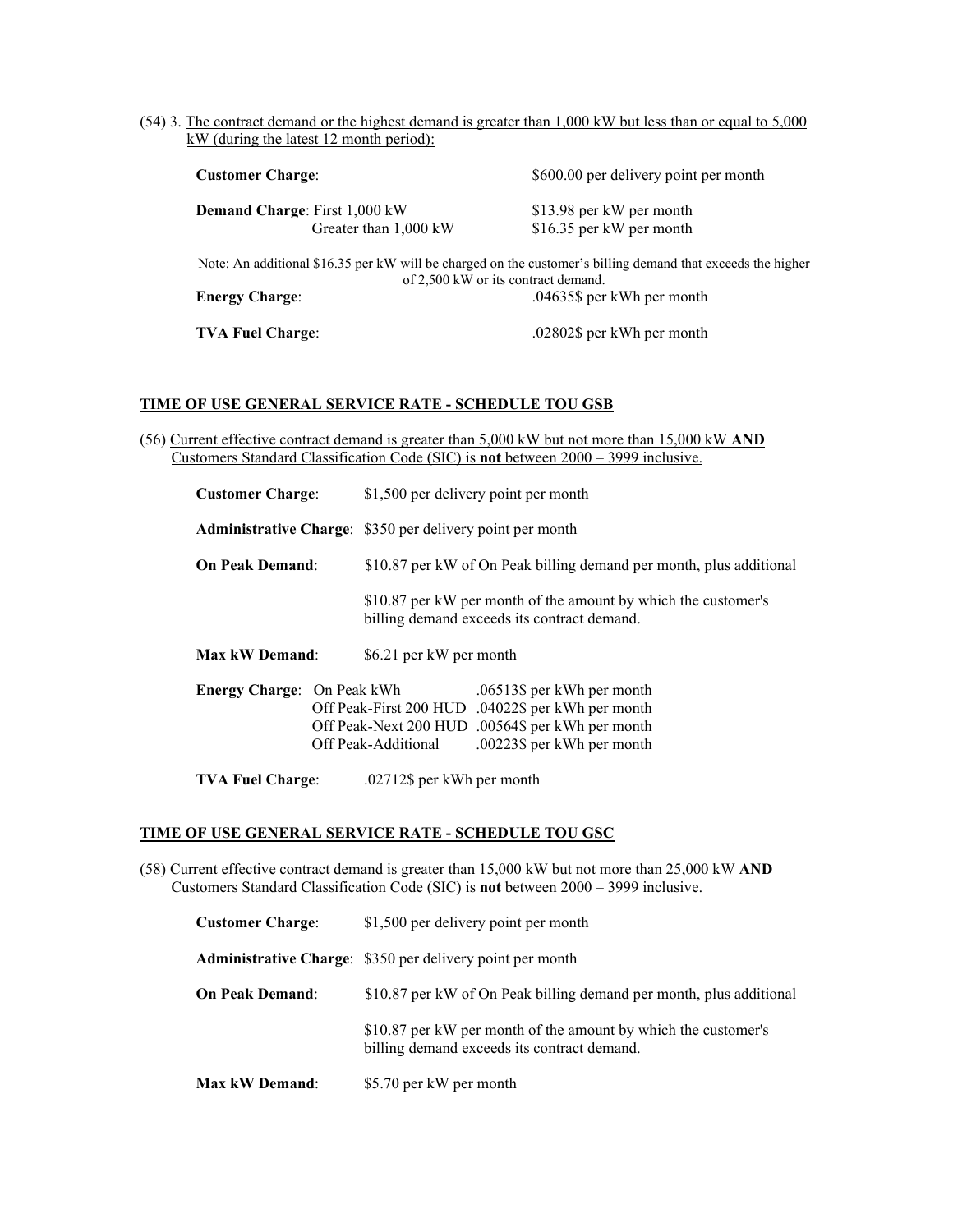(54) 3. The contract demand or the highest demand is greater than 1,000 kW but less than or equal to 5,000 kW (during the latest 12 month period):

| | |
|---|---|
| **Customer Charge**: | \$600.00 per delivery point per month |
| **Demand Charge**: First 1,000 kW | \$13.98 per kW per month |
| Greater than 1,000 kW | \$16.35 per kW per month |

Note: An additional \$16.35 per kW will be charged on the customer's billing demand that exceeds the higher of 2,500 kW or its contract demand.

| | |
|---|---|
| **Energy Charge**: | .04635\$ per kWh per month |
| **TVA Fuel Charge**: | .02802\$ per kWh per month |

**TIME OF USE GENERAL SERVICE RATE - SCHEDULE TOU GSB**

(56) Current effective contract demand is greater than 5,000 kW but not more than 15,000 kW **AND** Customers Standard Classification Code (SIC) is **not** between 2000 – 3999 inclusive.

**Customer Charge**: \$1,500 per delivery point per month

**Administrative Charge**: \$350 per delivery point per month

**On Peak Demand**: \$10.87 per kW of On Peak billing demand per month, plus additional

\$10.87 per kW per month of the amount by which the customer's billing demand exceeds its contract demand.

**Max kW Demand**: \$6.21 per kW per month

| | | |
|---|---|---|
| **Energy Charge**: | On Peak kWh | .06513\$ per kWh per month |
| | Off Peak-First 200 HUD | .04022\$ per kWh per month |
| | Off Peak-Next 200 HUD | .00564\$ per kWh per month |
| | Off Peak-Additional | .00223\$ per kWh per month |

**TVA Fuel Charge**: .02712\$ per kWh per month

**TIME OF USE GENERAL SERVICE RATE - SCHEDULE TOU GSC**

(58) Current effective contract demand is greater than 15,000 kW but not more than 25,000 kW **AND** Customers Standard Classification Code (SIC) is **not** between 2000 – 3999 inclusive.

**Customer Charge**: \$1,500 per delivery point per month

**Administrative Charge**: \$350 per delivery point per month

**On Peak Demand**: \$10.87 per kW of On Peak billing demand per month, plus additional

\$10.87 per kW per month of the amount by which the customer's billing demand exceeds its contract demand.

**Max kW Demand**: \$5.70 per kW per month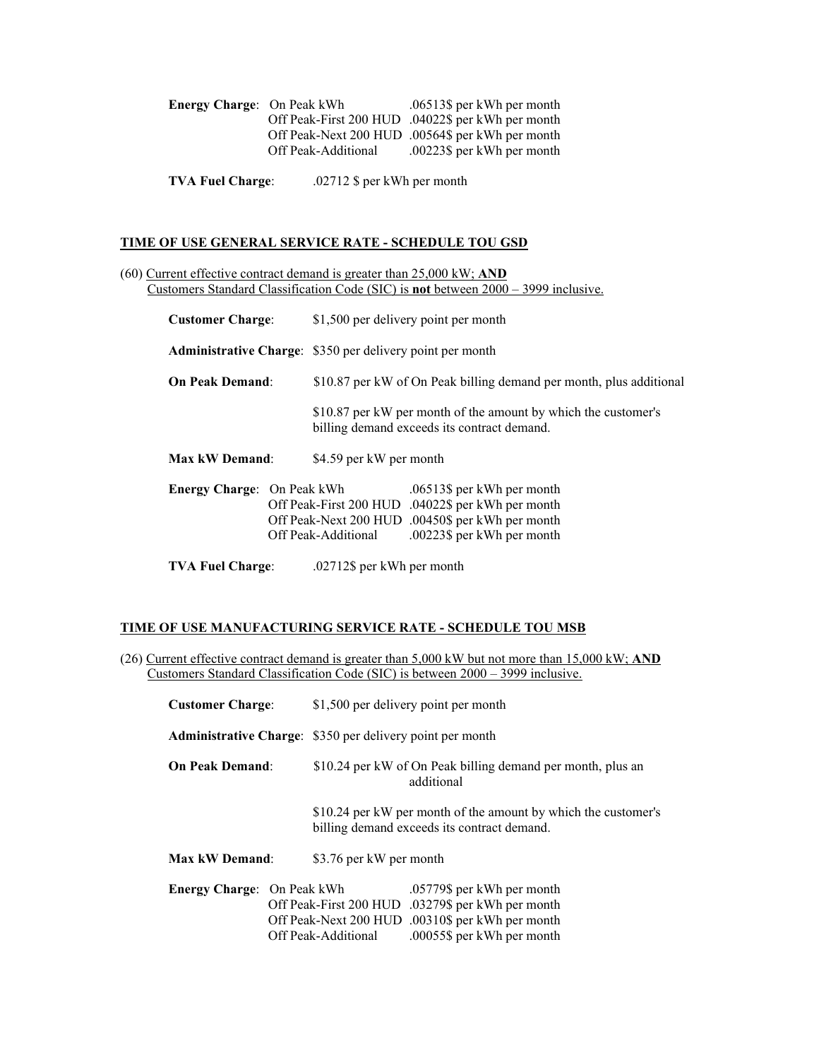**Energy Charge**: On Peak kWh .06513$ per kWh per month
Off Peak-First 200 HUD .04022$ per kWh per month
Off Peak-Next 200 HUD .00564$ per kWh per month
Off Peak-Additional .00223$ per kWh per month

**TVA Fuel Charge**: .02712 $ per kWh per month

## TIME OF USE GENERAL SERVICE RATE - SCHEDULE TOU GSD

(60) Current effective contract demand is greater than 25,000 kW; **AND**
Customers Standard Classification Code (SIC) is **not** between 2000 – 3999 inclusive.

**Customer Charge**: $1,500 per delivery point per month

**Administrative Charge**: $350 per delivery point per month

**On Peak Demand**: $10.87 per kW of On Peak billing demand per month, plus additional

$10.87 per kW per month of the amount by which the customer's billing demand exceeds its contract demand.

**Max kW Demand**: $4.59 per kW per month

**Energy Charge**: On Peak kWh .06513$ per kWh per month
Off Peak-First 200 HUD .04022$ per kWh per month
Off Peak-Next 200 HUD .00450$ per kWh per month
Off Peak-Additional .00223$ per kWh per month

**TVA Fuel Charge**: .02712$ per kWh per month

## TIME OF USE MANUFACTURING SERVICE RATE - SCHEDULE TOU MSB

(26) Current effective contract demand is greater than 5,000 kW but not more than 15,000 kW; **AND**
Customers Standard Classification Code (SIC) is between 2000 – 3999 inclusive.

**Customer Charge**: $1,500 per delivery point per month

**Administrative Charge**: $350 per delivery point per month

**On Peak Demand**: $10.24 per kW of On Peak billing demand per month, plus an additional

$10.24 per kW per month of the amount by which the customer's billing demand exceeds its contract demand.

**Max kW Demand**: $3.76 per kW per month

**Energy Charge**: On Peak kWh .05779$ per kWh per month
Off Peak-First 200 HUD .03279$ per kWh per month
Off Peak-Next 200 HUD .00310$ per kWh per month
Off Peak-Additional .00055$ per kWh per month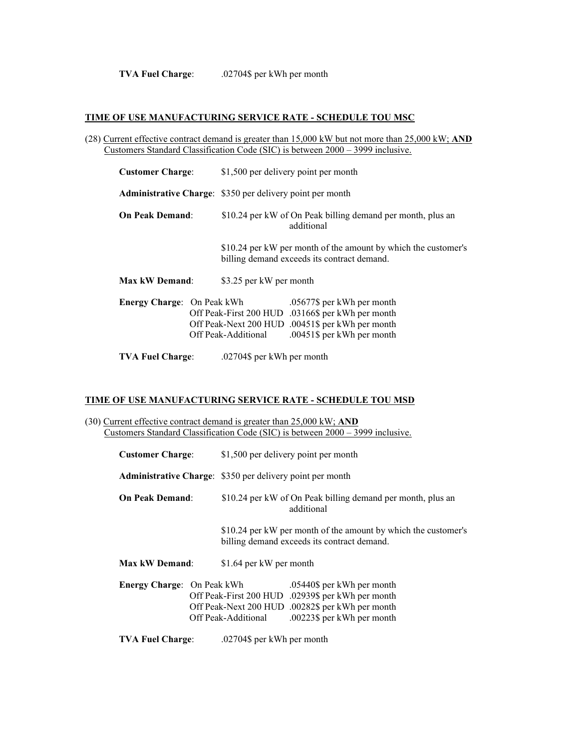**TVA Fuel Charge**: .02704$ per kWh per month

## TIME OF USE MANUFACTURING SERVICE RATE - SCHEDULE TOU MSC

(28) Current effective contract demand is greater than 15,000 kW but not more than 25,000 kW; **AND** Customers Standard Classification Code (SIC) is between 2000 – 3999 inclusive.

**Customer Charge**: $1,500 per delivery point per month

**Administrative Charge**: $350 per delivery point per month

**On Peak Demand**: $10.24 per kW of On Peak billing demand per month, plus an additional

$10.24 per kW per month of the amount by which the customer's billing demand exceeds its contract demand.

**Max kW Demand**: $3.25 per kW per month

| **Energy Charge**: | | |
|---|---|---|
| | On Peak kWh | .05677$ per kWh per month |
| | Off Peak-First 200 HUD | .03166$ per kWh per month |
| | Off Peak-Next 200 HUD | .00451$ per kWh per month |
| | Off Peak-Additional | .00451$ per kWh per month |

**TVA Fuel Charge**: .02704$ per kWh per month

## TIME OF USE MANUFACTURING SERVICE RATE - SCHEDULE TOU MSD

(30) Current effective contract demand is greater than 25,000 kW; **AND** Customers Standard Classification Code (SIC) is between 2000 – 3999 inclusive.

**Customer Charge**: $1,500 per delivery point per month

**Administrative Charge**: $350 per delivery point per month

**On Peak Demand**: $10.24 per kW of On Peak billing demand per month, plus an additional

$10.24 per kW per month of the amount by which the customer's billing demand exceeds its contract demand.

**Max kW Demand**: $1.64 per kW per month

| **Energy Charge**: | | |
|---|---|---|
| | On Peak kWh | .05440$ per kWh per month |
| | Off Peak-First 200 HUD | .02939$ per kWh per month |
| | Off Peak-Next 200 HUD | .00282$ per kWh per month |
| | Off Peak-Additional | .00223$ per kWh per month |

**TVA Fuel Charge**: .02704$ per kWh per month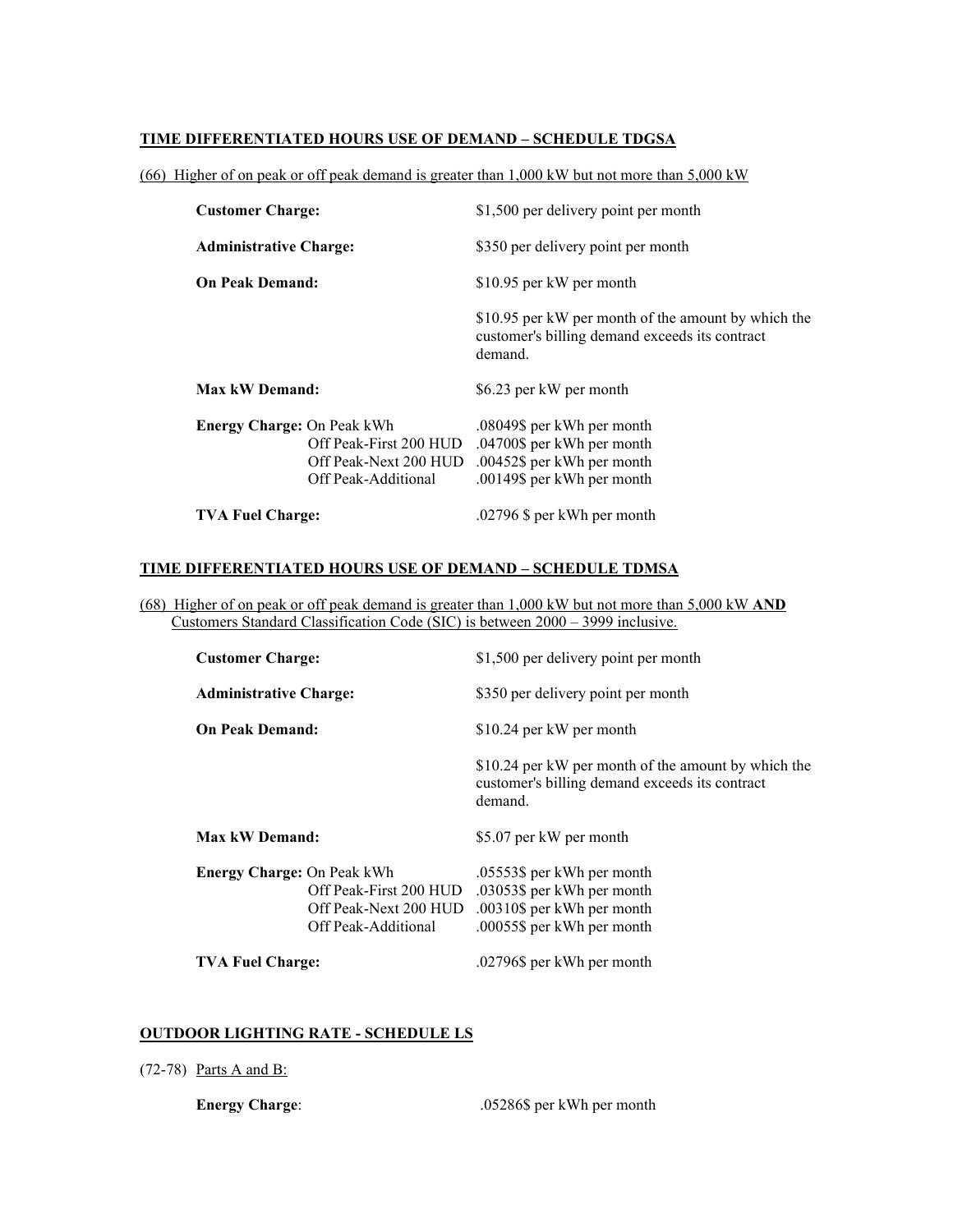**TIME DIFFERENTIATED HOURS USE OF DEMAND – SCHEDULE TDGSA**

(66) Higher of on peak or off peak demand is greater than 1,000 kW but not more than 5,000 kW

| | |
|---|---|
| **Customer Charge:** | $1,500 per delivery point per month |
| **Administrative Charge:** | $350 per delivery point per month |
| **On Peak Demand:** | $10.95 per kW per month |
| | $10.95 per kW per month of the amount by which the customer's billing demand exceeds its contract demand. |
| **Max kW Demand:** | $6.23 per kW per month |
| **Energy Charge:** On Peak kWh | .08049$ per kWh per month |
| Off Peak-First 200 HUD | .04700$ per kWh per month |
| Off Peak-Next 200 HUD | .00452$ per kWh per month |
| Off Peak-Additional | .00149$ per kWh per month |
| **TVA Fuel Charge:** | .02796 $ per kWh per month |

**TIME DIFFERENTIATED HOURS USE OF DEMAND – SCHEDULE TDMSA**

(68) Higher of on peak or off peak demand is greater than 1,000 kW but not more than 5,000 kW **AND** Customers Standard Classification Code (SIC) is between 2000 – 3999 inclusive.

| | |
|---|---|
| **Customer Charge:** | $1,500 per delivery point per month |
| **Administrative Charge:** | $350 per delivery point per month |
| **On Peak Demand:** | $10.24 per kW per month |
| | $10.24 per kW per month of the amount by which the customer's billing demand exceeds its contract demand. |
| **Max kW Demand:** | $5.07 per kW per month |
| **Energy Charge:** On Peak kWh | .05553$ per kWh per month |
| Off Peak-First 200 HUD | .03053$ per kWh per month |
| Off Peak-Next 200 HUD | .00310$ per kWh per month |
| Off Peak-Additional | .00055$ per kWh per month |
| **TVA Fuel Charge:** | .02796$ per kWh per month |

**OUTDOOR LIGHTING RATE - SCHEDULE LS**

(72-78) Parts A and B:

**Energy Charge**: .05286$ per kWh per month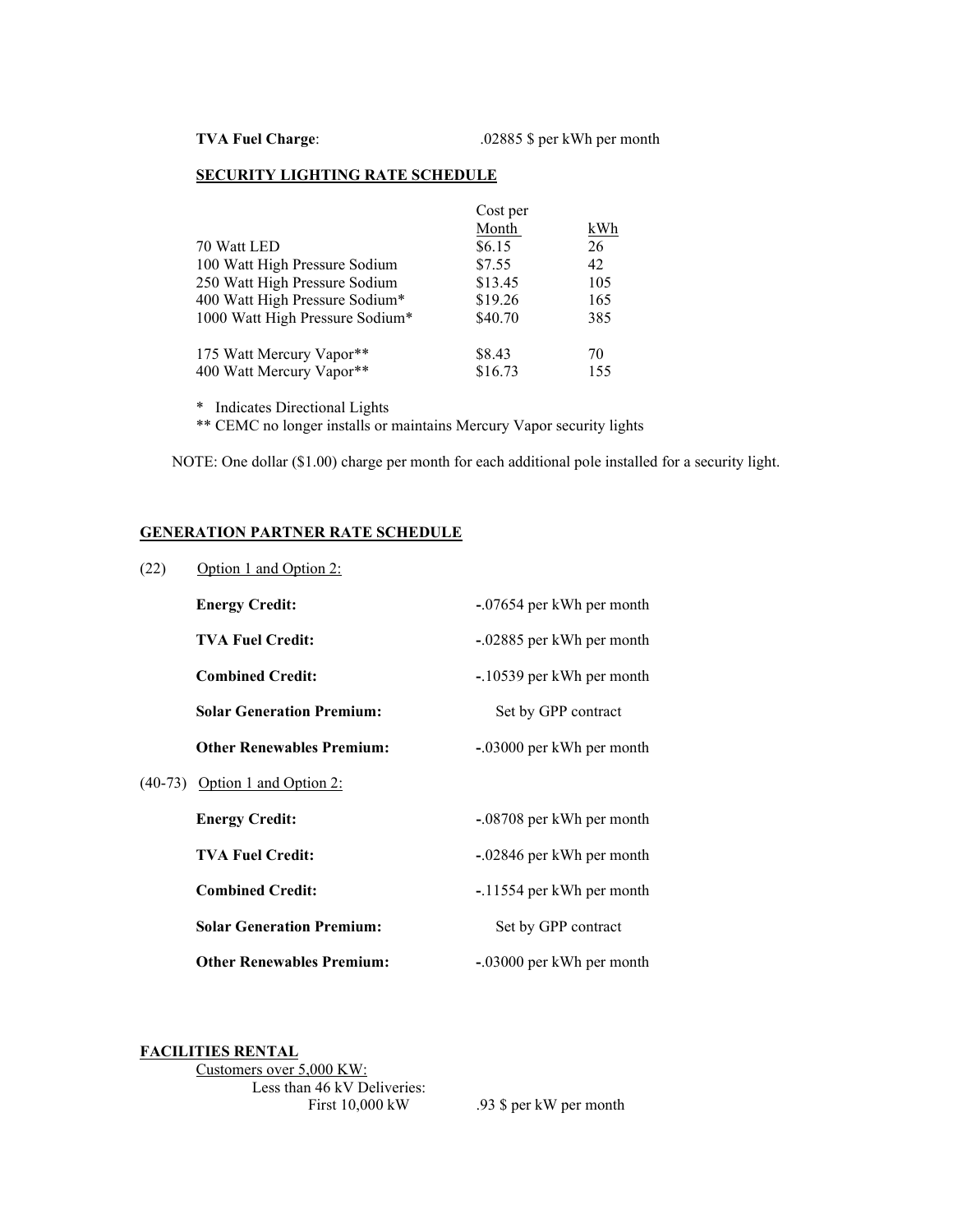**TVA Fuel Charge**: .02885 $ per kWh per month

**SECURITY LIGHTING RATE SCHEDULE**

| | Cost per Month | kWh |
|---|---|---|
| 70 Watt LED | $6.15 | 26 |
| 100 Watt High Pressure Sodium | $7.55 | 42 |
| 250 Watt High Pressure Sodium | $13.45 | 105 |
| 400 Watt High Pressure Sodium* | $19.26 | 165 |
| 1000 Watt High Pressure Sodium* | $40.70 | 385 |
| 175 Watt Mercury Vapor** | $8.43 | 70 |
| 400 Watt Mercury Vapor** | $16.73 | 155 |

\* Indicates Directional Lights
** CEMC no longer installs or maintains Mercury Vapor security lights

NOTE: One dollar ($1.00) charge per month for each additional pole installed for a security light.

**GENERATION PARTNER RATE SCHEDULE**

(22) Option 1 and Option 2:

| | |
|---|---|
| **Energy Credit:** | -.07654 per kWh per month |
| **TVA Fuel Credit:** | -.02885 per kWh per month |
| **Combined Credit:** | -.10539 per kWh per month |
| **Solar Generation Premium:** | Set by GPP contract |
| **Other Renewables Premium:** | -.03000 per kWh per month |

(40-73) Option 1 and Option 2:

| | |
|---|---|
| **Energy Credit:** | -.08708 per kWh per month |
| **TVA Fuel Credit:** | -.02846 per kWh per month |
| **Combined Credit:** | -.11554 per kWh per month |
| **Solar Generation Premium:** | Set by GPP contract |
| **Other Renewables Premium:** | -.03000 per kWh per month |

**FACILITIES RENTAL**

Customers over 5,000 KW:

Less than 46 kV Deliveries:

First 10,000 kW .93 $ per kW per month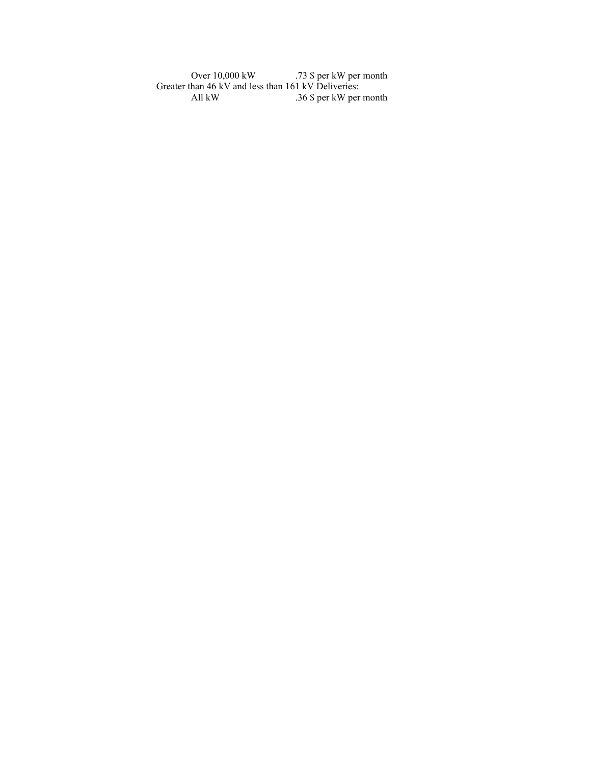| | |
|---|---|
| Over 10,000 kW | .73 $ per kW per month |

Greater than 46 kV and less than 161 kV Deliveries:

| | |
|---|---|
| All kW | .36 $ per kW per month |